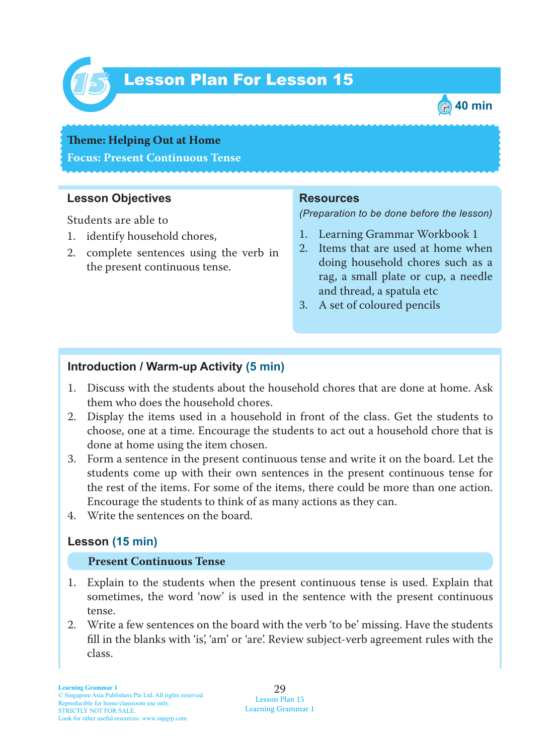# Lesson Plan For Lesson 15

40 min

**Theme: Helping Out at Home**
**Focus: Present Continuous Tense**

### Lesson Objectives

Students are able to

1. identify household chores,
2. complete sentences using the verb in the present continuous tense.

### Resources

*(Preparation to be done before the lesson)*

1. Learning Grammar Workbook 1
2. Items that are used at home when doing household chores such as a rag, a small plate or cup, a needle and thread, a spatula etc
3. A set of coloured pencils

### Introduction / Warm-up Activity (5 min)

1. Discuss with the students about the household chores that are done at home. Ask them who does the household chores.
2. Display the items used in a household in front of the class. Get the students to choose, one at a time. Encourage the students to act out a household chore that is done at home using the item chosen.
3. Form a sentence in the present continuous tense and write it on the board. Let the students come up with their own sentences in the present continuous tense for the rest of the items. For some of the items, there could be more than one action. Encourage the students to think of as many actions as they can.
4. Write the sentences on the board.

### Lesson (15 min)

**Present Continuous Tense**

1. Explain to the students when the present continuous tense is used. Explain that sometimes, the word 'now' is used in the sentence with the present continuous tense.
2. Write a few sentences on the board with the verb 'to be' missing. Have the students fill in the blanks with 'is', 'am' or 'are'. Review subject-verb agreement rules with the class.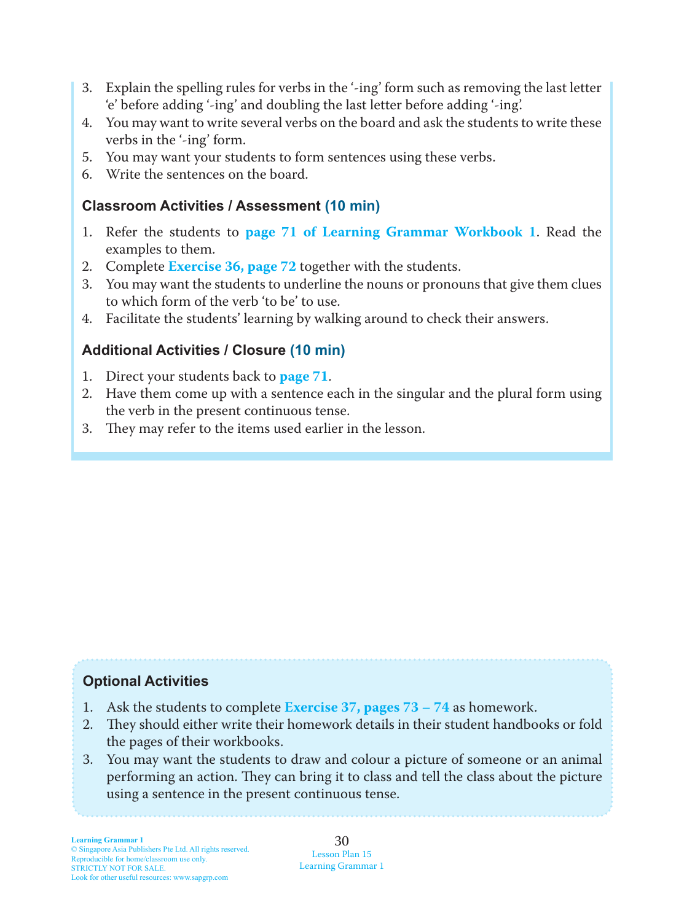3. Explain the spelling rules for verbs in the '-ing' form such as removing the last letter 'e' before adding '-ing' and doubling the last letter before adding '-ing'.
4. You may want to write several verbs on the board and ask the students to write these verbs in the '-ing' form.
5. You may want your students to form sentences using these verbs.
6. Write the sentences on the board.

### Classroom Activities / Assessment (10 min)

1. Refer the students to **page 71 of Learning Grammar Workbook 1**. Read the examples to them.
2. Complete **Exercise 36, page 72** together with the students.
3. You may want the students to underline the nouns or pronouns that give them clues to which form of the verb 'to be' to use.
4. Facilitate the students' learning by walking around to check their answers.

### Additional Activities / Closure (10 min)

1. Direct your students back to **page 71**.
2. Have them come up with a sentence each in the singular and the plural form using the verb in the present continuous tense.
3. They may refer to the items used earlier in the lesson.

### Optional Activities

1. Ask the students to complete **Exercise 37, pages 73 – 74** as homework.
2. They should either write their homework details in their student handbooks or fold the pages of their workbooks.
3. You may want the students to draw and colour a picture of someone or an animal performing an action. They can bring it to class and tell the class about the picture using a sentence in the present continuous tense.

Learning Grammar 1
© Singapore Asia Publishers Pte Ltd. All rights reserved.
Reproducible for home/classroom use only.
STRICTLY NOT FOR SALE.
Look for other useful resources: www.sapgrp.com

Lesson Plan 15
Learning Grammar 1